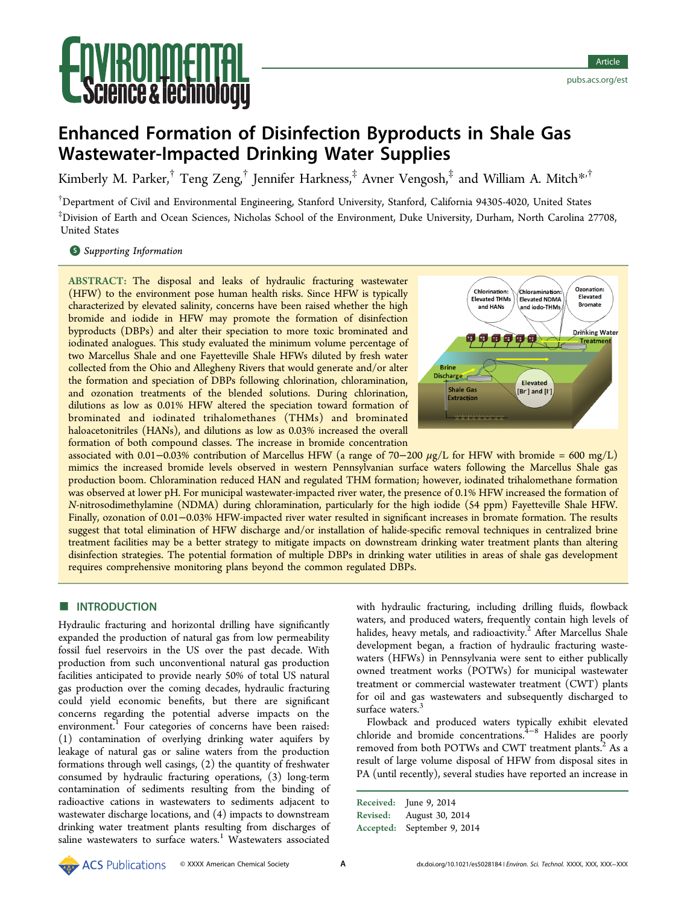# Enhanced Formation of Disinfection Byproducts in Shale Gas Wastewater-Impacted Drinking Water Supplies

Kimberly M. Parker,[†] Teng Zeng,[†] Jennifer Harkness,[‡] Avner Vengosh,[‡] and William A. Mitch*,[†]

[†]Department of Civil and Environmental Engineering, Stanford University, Stanford, California 94305-4020, United States

[‡]Division of Earth and Ocean Sciences, Nicholas School of the Environment, Duke University, Durham, North Carolina 27708, United States

Supporting Information

**ABSTRACT:** The disposal and leaks of hydraulic fracturing wastewater (HFW) to the environment pose human health risks. Since HFW is typically characterized by elevated salinity, concerns have been raised whether the high bromide and iodide in HFW may promote the formation of disinfection byproducts (DBPs) and alter their speciation to more toxic brominated and iodinated analogues. This study evaluated the minimum volume percentage of two Marcellus Shale and one Fayetteville Shale HFWs diluted by fresh water collected from the Ohio and Allegheny Rivers that would generate and/or alter the formation and speciation of DBPs following chlorination, chloramination, and ozonation treatments of the blended solutions. During chlorination, dilutions as low as 0.01% HFW altered the speciation toward formation of brominated and iodinated trihalomethanes (THMs) and brominated haloacetonitriles (HANs), and dilutions as low as 0.03% increased the overall formation of both compound classes. The increase in bromide concentration associated with 0.01−0.03% contribution of Marcellus HFW (a range of 70−200 μg/L for HFW with bromide = 600 mg/L) mimics the increased bromide levels observed in western Pennsylvanian surface waters following the Marcellus Shale gas production boom. Chloramination reduced HAN and regulated THM formation; however, iodinated trihalomethane formation was observed at lower pH. For municipal wastewater-impacted river water, the presence of 0.1% HFW increased the formation of *N*-nitrosodimethylamine (NDMA) during chloramination, particularly for the high iodide (54 ppm) Fayetteville Shale HFW. Finally, ozonation of 0.01−0.03% HFW-impacted river water resulted in significant increases in bromate formation. The results suggest that total elimination of HFW discharge and/or installation of halide-specific removal techniques in centralized brine treatment facilities may be a better strategy to mitigate impacts on downstream drinking water treatment plants than altering disinfection strategies. The potential formation of multiple DBPs in drinking water utilities in areas of shale gas development requires comprehensive monitoring plans beyond the common regulated DBPs.

## INTRODUCTION

Hydraulic fracturing and horizontal drilling have significantly expanded the production of natural gas from low permeability fossil fuel reservoirs in the US over the past decade. With production from such unconventional natural gas production facilities anticipated to provide nearly 50% of total US natural gas production over the coming decades, hydraulic fracturing could yield economic benefits, but there are significant concerns regarding the potential adverse impacts on the environment.[1] Four categories of concerns have been raised: (1) contamination of overlying drinking water aquifers by leakage of natural gas or saline waters from the production formations through well casings, (2) the quantity of freshwater consumed by hydraulic fracturing operations, (3) long-term contamination of sediments resulting from the binding of radioactive cations in wastewaters to sediments adjacent to wastewater discharge locations, and (4) impacts to downstream drinking water treatment plants resulting from discharges of saline wastewaters to surface waters.[1] Wastewaters associated with hydraulic fracturing, including drilling fluids, flowback waters, and produced waters, frequently contain high levels of halides, heavy metals, and radioactivity.[2] After Marcellus Shale development began, a fraction of hydraulic fracturing wastewaters (HFWs) in Pennsylvania were sent to either publically owned treatment works (POTWs) for municipal wastewater treatment or commercial wastewater treatment (CWT) plants for oil and gas wastewaters and subsequently discharged to surface waters.[3]

Flowback and produced waters typically exhibit elevated chloride and bromide concentrations.[4−8] Halides are poorly removed from both POTWs and CWT treatment plants.[2] As a result of large volume disposal of HFW from disposal sites in PA (until recently), several studies have reported an increase in

Received: June 9, 2014
Revised: August 30, 2014
Accepted: September 9, 2014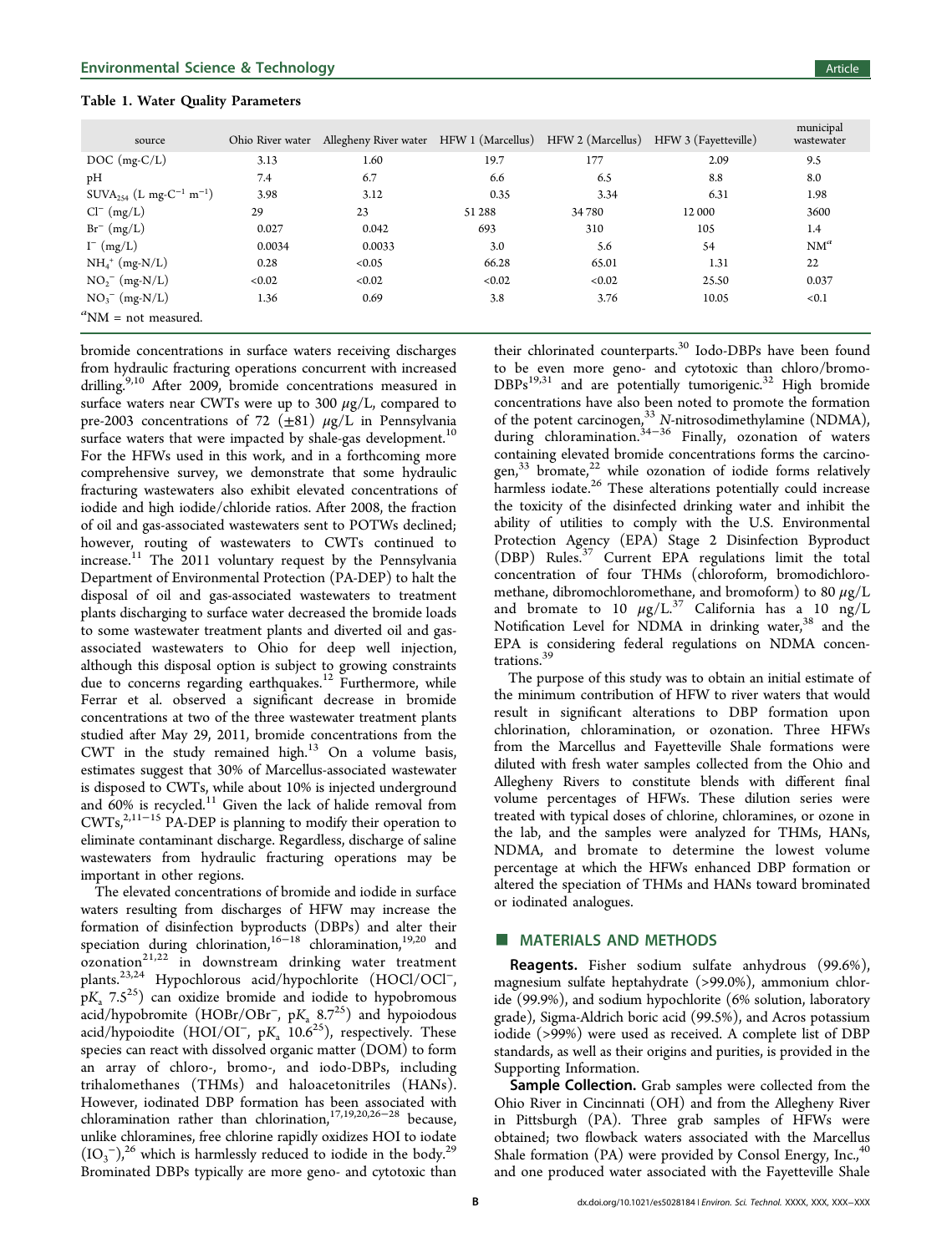**Table 1. Water Quality Parameters**

| source | Ohio River water | Allegheny River water | HFW 1 (Marcellus) | HFW 2 (Marcellus) | HFW 3 (Fayetteville) | municipal wastewater |
|---|---|---|---|---|---|---|
| DOC (mg-C/L) | 3.13 | 1.60 | 19.7 | 177 | 2.09 | 9.5 |
| pH | 7.4 | 6.7 | 6.6 | 6.5 | 8.8 | 8.0 |
| $SUVA_{254}$ (L $mg\text{-}C^{-1}$ $m^{-1}$) | 3.98 | 3.12 | 0.35 | 3.34 | 6.31 | 1.98 |
| $Cl^-$ (mg/L) | 29 | 23 | 51 288 | 34 780 | 12 000 | 3600 |
| $Br^-$ (mg/L) | 0.027 | 0.042 | 693 | 310 | 105 | 1.4 |
| $I^-$ (mg/L) | 0.0034 | 0.0033 | 3.0 | 5.6 | 54 | NM[a] |
| $NH_4^+$ (mg-N/L) | 0.28 | <0.05 | 66.28 | 65.01 | 1.31 | 22 |
| $NO_2^-$ (mg-N/L) | <0.02 | <0.02 | <0.02 | <0.02 | 25.50 | 0.037 |
| $NO_3^-$ (mg-N/L) | 1.36 | 0.69 | 3.8 | 3.76 | 10.05 | <0.1 |

[a]NM = not measured.

bromide concentrations in surface waters receiving discharges from hydraulic fracturing operations concurrent with increased drilling.[9,10] After 2009, bromide concentrations measured in surface waters near CWTs were up to 300 μg/L, compared to pre-2003 concentrations of 72 (±81) μg/L in Pennsylvania surface waters that were impacted by shale-gas development.[10] For the HFWs used in this work, and in a forthcoming more comprehensive survey, we demonstrate that some hydraulic fracturing wastewaters also exhibit elevated concentrations of iodide and high iodide/chloride ratios. After 2008, the fraction of oil and gas-associated wastewaters sent to POTWs declined; however, routing of wastewaters to CWTs continued to increase.[11] The 2011 voluntary request by the Pennsylvania Department of Environmental Protection (PA-DEP) to halt the disposal of oil and gas-associated wastewaters to treatment plants discharging to surface water decreased the bromide loads to some wastewater treatment plants and diverted oil and gas-associated wastewaters to Ohio for deep well injection, although this disposal option is subject to growing constraints due to concerns regarding earthquakes.[12] Furthermore, while Ferrar et al. observed a significant decrease in bromide concentrations at two of the three wastewater treatment plants studied after May 29, 2011, bromide concentrations from the CWT in the study remained high.[13] On a volume basis, estimates suggest that 30% of Marcellus-associated wastewater is disposed to CWTs, while about 10% is injected underground and 60% is recycled.[11] Given the lack of halide removal from CWTs,[2,11−15] PA-DEP is planning to modify their operation to eliminate contaminant discharge. Regardless, discharge of saline wastewaters from hydraulic fracturing operations may be important in other regions.

The elevated concentrations of bromide and iodide in surface waters resulting from discharges of HFW may increase the formation of disinfection byproducts (DBPs) and alter their speciation during chlorination,[16−18] chloramination,[19,20] and ozonation[21,22] in downstream drinking water treatment plants.[23,24] Hypochlorous acid/hypochlorite ($HOCl/OCl^-$, $pK_a$ 7.5[25]) can oxidize bromide and iodide to hypobromous acid/hypobromite ($HOBr/OBr^-$, $pK_a$ 8.7[25]) and hypoiodous acid/hypoiodite ($HOI/OI^-$, $pK_a$ 10.6[25]), respectively. These species can react with dissolved organic matter (DOM) to form an array of chloro-, bromo-, and iodo-DBPs, including trihalomethanes (THMs) and haloacetonitriles (HANs). However, iodinated DBP formation has been associated with chloramination rather than chlorination,[17,19,20,26−28] because, unlike chloramines, free chlorine rapidly oxidizes HOI to iodate ($IO_3^-$),[26] which is harmlessly reduced to iodide in the body.[29] Brominated DBPs typically are more geno- and cytotoxic than their chlorinated counterparts.[30] Iodo-DBPs have been found to be even more geno- and cytotoxic than chloro/bromo-DBPs[19,31] and are potentially tumorigenic.[32] High bromide concentrations have also been noted to promote the formation of the potent carcinogen,[33] *N*-nitrosodimethylamine (NDMA), during chloramination.[34−36] Finally, ozonation of waters containing elevated bromide concentrations forms the carcinogen,[33] bromate,[22] while ozonation of iodide forms relatively harmless iodate.[26] These alterations potentially could increase the toxicity of the disinfected drinking water and inhibit the ability of utilities to comply with the U.S. Environmental Protection Agency (EPA) Stage 2 Disinfection Byproduct (DBP) Rules.[37] Current EPA regulations limit the total concentration of four THMs (chloroform, bromodichloromethane, dibromochloromethane, and bromoform) to 80 μg/L and bromate to 10 μg/L.[37] California has a 10 ng/L Notification Level for NDMA in drinking water,[38] and the EPA is considering federal regulations on NDMA concentrations.[39]

The purpose of this study was to obtain an initial estimate of the minimum contribution of HFW to river waters that would result in significant alterations to DBP formation upon chlorination, chloramination, or ozonation. Three HFWs from the Marcellus and Fayetteville Shale formations were diluted with fresh water samples collected from the Ohio and Allegheny Rivers to constitute blends with different final volume percentages of HFWs. These dilution series were treated with typical doses of chlorine, chloramines, or ozone in the lab, and the samples were analyzed for THMs, HANs, NDMA, and bromate to determine the lowest volume percentage at which the HFWs enhanced DBP formation or altered the speciation of THMs and HANs toward brominated or iodinated analogues.

## MATERIALS AND METHODS

**Reagents.** Fisher sodium sulfate anhydrous (99.6%), magnesium sulfate heptahydrate (>99.0%), ammonium chloride (99.9%), and sodium hypochlorite (6% solution, laboratory grade), Sigma-Aldrich boric acid (99.5%), and Acros potassium iodide (>99%) were used as received. A complete list of DBP standards, as well as their origins and purities, is provided in the Supporting Information.

**Sample Collection.** Grab samples were collected from the Ohio River in Cincinnati (OH) and from the Allegheny River in Pittsburgh (PA). Three grab samples of HFWs were obtained; two flowback waters associated with the Marcellus Shale formation (PA) were provided by Consol Energy, Inc.,[40] and one produced water associated with the Fayetteville Shale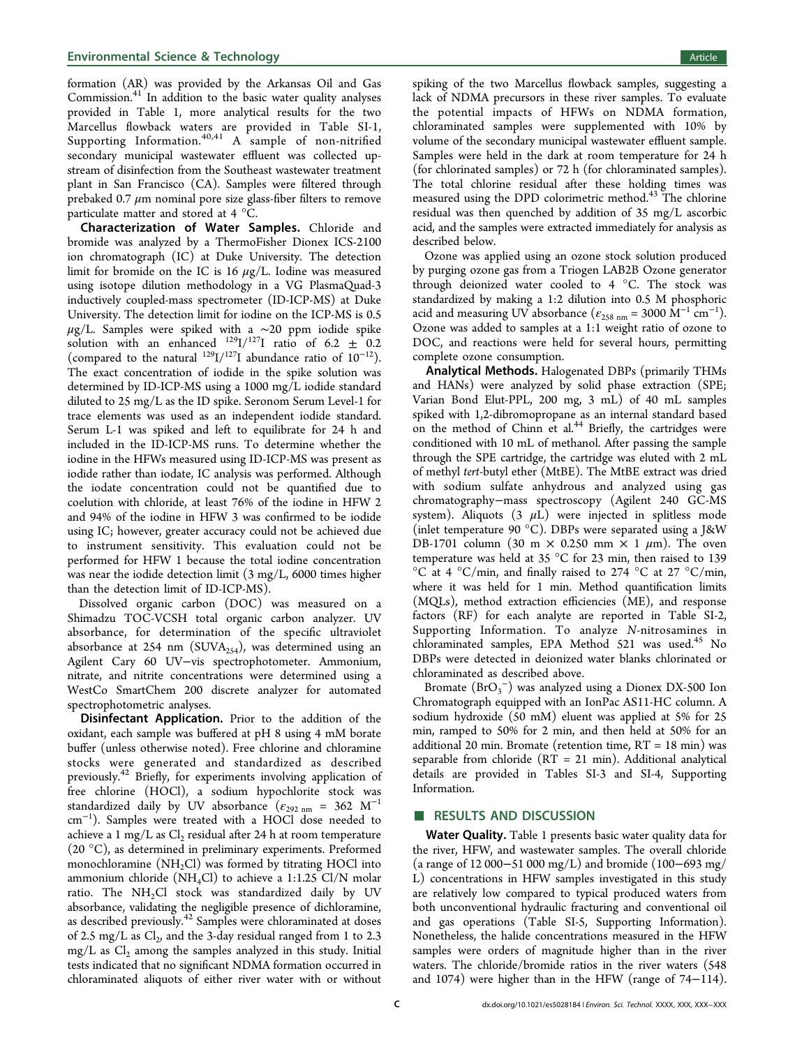formation (AR) was provided by the Arkansas Oil and Gas Commission.[41] In addition to the basic water quality analyses provided in Table 1, more analytical results for the two Marcellus flowback waters are provided in Table SI-1, Supporting Information.[40,41] A sample of non-nitrified secondary municipal wastewater effluent was collected upstream of disinfection from the Southeast wastewater treatment plant in San Francisco (CA). Samples were filtered through prebaked 0.7 $\mu$m nominal pore size glass-fiber filters to remove particulate matter and stored at 4 °C.

**Characterization of Water Samples.** Chloride and bromide was analyzed by a ThermoFisher Dionex ICS-2100 ion chromatograph (IC) at Duke University. The detection limit for bromide on the IC is 16 $\mu$g/L. Iodine was measured using isotope dilution methodology in a VG PlasmaQuad-3 inductively coupled-mass spectrometer (ID-ICP-MS) at Duke University. The detection limit for iodine on the ICP-MS is 0.5 $\mu$g/L. Samples were spiked with a ~20 ppm iodide spike solution with an enhanced $^{129}I/^{127}I$ ratio of 6.2 ± 0.2 (compared to the natural $^{129}I/^{127}I$ abundance ratio of $10^{-12}$). The exact concentration of iodide in the spike solution was determined by ID-ICP-MS using a 1000 mg/L iodide standard diluted to 25 mg/L as the ID spike. Seronom Serum Level-1 for trace elements was used as an independent iodide standard. Serum L-1 was spiked and left to equilibrate for 24 h and included in the ID-ICP-MS runs. To determine whether the iodine in the HFWs measured using ID-ICP-MS was present as iodide rather than iodate, IC analysis was performed. Although the iodate concentration could not be quantified due to coelution with chloride, at least 76% of the iodine in HFW 2 and 94% of the iodine in HFW 3 was confirmed to be iodide using IC; however, greater accuracy could not be achieved due to instrument sensitivity. This evaluation could not be performed for HFW 1 because the total iodine concentration was near the iodide detection limit (3 mg/L, 6000 times higher than the detection limit of ID-ICP-MS).

Dissolved organic carbon (DOC) was measured on a Shimadzu TOC-VCSH total organic carbon analyzer. UV absorbance, for determination of the specific ultraviolet absorbance at 254 nm ($SUVA_{254}$), was determined using an Agilent Cary 60 UV–vis spectrophotometer. Ammonium, nitrate, and nitrite concentrations were determined using a WestCo SmartChem 200 discrete analyzer for automated spectrophotometric analyses.

**Disinfectant Application.** Prior to the addition of the oxidant, each sample was buffered at pH 8 using 4 mM borate buffer (unless otherwise noted). Free chlorine and chloramine stocks were generated and standardized as described previously.[42] Briefly, for experiments involving application of free chlorine (HOCl), a sodium hypochlorite stock was standardized daily by UV absorbance ($\varepsilon_{292\ nm}$ = 362 $M^{-1}$ $cm^{-1}$). Samples were treated with a HOCl dose needed to achieve a 1 mg/L as $Cl_2$ residual after 24 h at room temperature (20 °C), as determined in preliminary experiments. Preformed monochloramine ($NH_2Cl$) was formed by titrating HOCl into ammonium chloride ($NH_4Cl$) to achieve a 1:1.25 Cl/N molar ratio. The $NH_2Cl$ stock was standardized daily by UV absorbance, validating the negligible presence of dichloramine, as described previously.[42] Samples were chloraminated at doses of 2.5 mg/L as $Cl_2$, and the 3-day residual ranged from 1 to 2.3 mg/L as $Cl_2$ among the samples analyzed in this study. Initial tests indicated that no significant NDMA formation occurred in chloraminated aliquots of either river water with or without spiking of the two Marcellus flowback samples, suggesting a lack of NDMA precursors in these river samples. To evaluate the potential impacts of HFWs on NDMA formation, chloraminated samples were supplemented with 10% by volume of the secondary municipal wastewater effluent sample. Samples were held in the dark at room temperature for 24 h (for chlorinated samples) or 72 h (for chloraminated samples). The total chlorine residual after these holding times was measured using the DPD colorimetric method.[43] The chlorine residual was then quenched by addition of 35 mg/L ascorbic acid, and the samples were extracted immediately for analysis as described below.

Ozone was applied using an ozone stock solution produced by purging ozone gas from a Triogen LAB2B Ozone generator through deionized water cooled to 4 °C. The stock was standardized by making a 1:2 dilution into 0.5 M phosphoric acid and measuring UV absorbance ($\varepsilon_{258\ nm}$ = 3000 $M^{-1}$ $cm^{-1}$). Ozone was added to samples at a 1:1 weight ratio of ozone to DOC, and reactions were held for several hours, permitting complete ozone consumption.

**Analytical Methods.** Halogenated DBPs (primarily THMs and HANs) were analyzed by solid phase extraction (SPE; Varian Bond Elut-PPL, 200 mg, 3 mL) of 40 mL samples spiked with 1,2-dibromopropane as an internal standard based on the method of Chinn et al.[44] Briefly, the cartridges were conditioned with 10 mL of methanol. After passing the sample through the SPE cartridge, the cartridge was eluted with 2 mL of methyl *tert*-butyl ether (MtBE). The MtBE extract was dried with sodium sulfate anhydrous and analyzed using gas chromatography–mass spectroscopy (Agilent 240 GC-MS system). Aliquots (3 $\mu$L) were injected in splitless mode (inlet temperature 90 °C). DBPs were separated using a J&W DB-1701 column (30 m × 0.250 mm × 1 $\mu$m). The oven temperature was held at 35 °C for 23 min, then raised to 139 °C at 4 °C/min, and finally raised to 274 °C at 27 °C/min, where it was held for 1 min. Method quantification limits (MQLs), method extraction efficiencies (ME), and response factors (RF) for each analyte are reported in Table SI-2, Supporting Information. To analyze *N*-nitrosamines in chloraminated samples, EPA Method 521 was used.[45] No DBPs were detected in deionized water blanks chlorinated or chloraminated as described above.

Bromate ($BrO_3^-$) was analyzed using a Dionex DX-500 Ion Chromatograph equipped with an IonPac AS11-HC column. A sodium hydroxide (50 mM) eluent was applied at 5% for 25 min, ramped to 50% for 2 min, and then held at 50% for an additional 20 min. Bromate (retention time, RT = 18 min) was separable from chloride (RT = 21 min). Additional analytical details are provided in Tables SI-3 and SI-4, Supporting Information.

## RESULTS AND DISCUSSION

**Water Quality.** Table 1 presents basic water quality data for the river, HFW, and wastewater samples. The overall chloride (a range of 12 000–51 000 mg/L) and bromide (100–693 mg/L) concentrations in HFW samples investigated in this study are relatively low compared to typical produced waters from both unconventional hydraulic fracturing and conventional oil and gas operations (Table SI-5, Supporting Information). Nonetheless, the halide concentrations measured in the HFW samples were orders of magnitude higher than in the river waters. The chloride/bromide ratios in the river waters (548 and 1074) were higher than in the HFW (range of 74–114).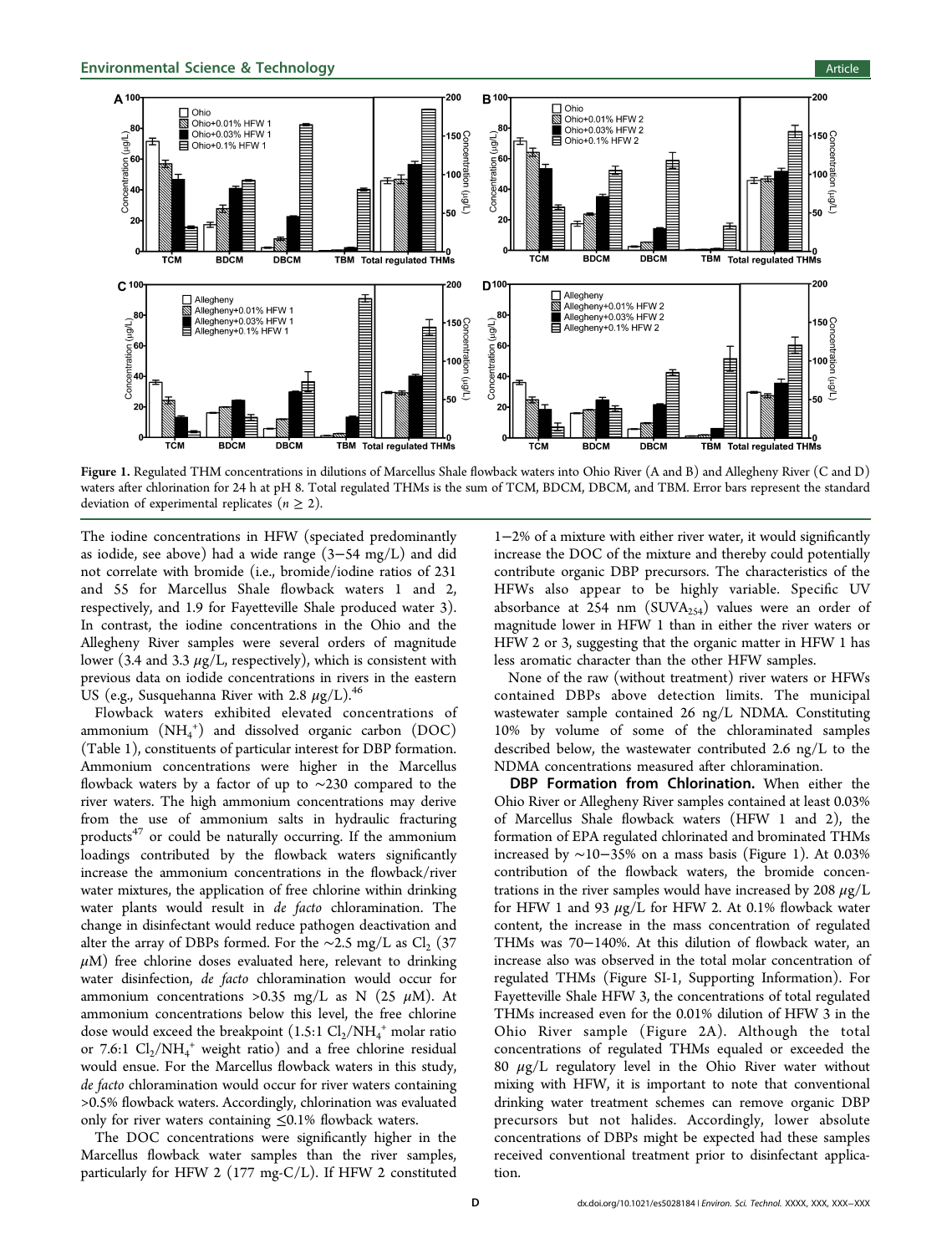Figure 1. Regulated THM concentrations in dilutions of Marcellus Shale flowback waters into Ohio River (A and B) and Allegheny River (C and D) waters after chlorination for 24 h at pH 8. Total regulated THMs is the sum of TCM, BDCM, DBCM, and TBM. Error bars represent the standard deviation of experimental replicates ($n \geq 2$).

The iodine concentrations in HFW (speciated predominantly as iodide, see above) had a wide range (3−54 mg/L) and did not correlate with bromide (i.e., bromide/iodine ratios of 231 and 55 for Marcellus Shale flowback waters 1 and 2, respectively, and 1.9 for Fayetteville Shale produced water 3). In contrast, the iodine concentrations in the Ohio and the Allegheny River samples were several orders of magnitude lower (3.4 and 3.3 μg/L, respectively), which is consistent with previous data on iodide concentrations in rivers in the eastern US (e.g., Susquehanna River with 2.8 μg/L).[46]

Flowback waters exhibited elevated concentrations of ammonium ($NH_4^+$) and dissolved organic carbon (DOC) (Table 1), constituents of particular interest for DBP formation. Ammonium concentrations were higher in the Marcellus flowback waters by a factor of up to ∼230 compared to the river waters. The high ammonium concentrations may derive from the use of ammonium salts in hydraulic fracturing products[47] or could be naturally occurring. If the ammonium loadings contributed by the flowback waters significantly increase the ammonium concentrations in the flowback/river water mixtures, the application of free chlorine within drinking water plants would result in *de facto* chloramination. The change in disinfectant would reduce pathogen deactivation and alter the array of DBPs formed. For the ∼2.5 mg/L as $Cl_2$ (37 μM) free chlorine doses evaluated here, relevant to drinking water disinfection, *de facto* chloramination would occur for ammonium concentrations >0.35 mg/L as N (25 μM). At ammonium concentrations below this level, the free chlorine dose would exceed the breakpoint (1.5:1 $Cl_2/NH_4^+$ molar ratio or 7.6:1 $Cl_2/NH_4^+$ weight ratio) and a free chlorine residual would ensue. For the Marcellus flowback waters in this study, *de facto* chloramination would occur for river waters containing >0.5% flowback waters. Accordingly, chlorination was evaluated only for river waters containing ≤0.1% flowback waters.

The DOC concentrations were significantly higher in the Marcellus flowback water samples than the river samples, particularly for HFW 2 (177 mg-C/L). If HFW 2 constituted 1−2% of a mixture with either river water, it would significantly increase the DOC of the mixture and thereby could potentially contribute organic DBP precursors. The characteristics of the HFWs also appear to be highly variable. Specific UV absorbance at 254 nm ($SUVA_{254}$) values were an order of magnitude lower in HFW 1 than in either the river waters or HFW 2 or 3, suggesting that the organic matter in HFW 1 has less aromatic character than the other HFW samples.

None of the raw (without treatment) river waters or HFWs contained DBPs above detection limits. The municipal wastewater sample contained 26 ng/L NDMA. Constituting 10% by volume of some of the chloraminated samples described below, the wastewater contributed 2.6 ng/L to the NDMA concentrations measured after chloramination.

**DBP Formation from Chlorination.** When either the Ohio River or Allegheny River samples contained at least 0.03% of Marcellus Shale flowback waters (HFW 1 and 2), the formation of EPA regulated chlorinated and brominated THMs increased by ∼10−35% on a mass basis (Figure 1). At 0.03% contribution of the flowback waters, the bromide concentrations in the river samples would have increased by 208 μg/L for HFW 1 and 93 μg/L for HFW 2. At 0.1% flowback water content, the increase in the mass concentration of regulated THMs was 70−140%. At this dilution of flowback water, an increase also was observed in the total molar concentration of regulated THMs (Figure SI-1, Supporting Information). For Fayetteville Shale HFW 3, the concentrations of total regulated THMs increased even for the 0.01% dilution of HFW 3 in the Ohio River sample (Figure 2A). Although the total concentrations of regulated THMs equaled or exceeded the 80 μg/L regulatory level in the Ohio River water without mixing with HFW, it is important to note that conventional drinking water treatment schemes can remove organic DBP precursors but not halides. Accordingly, lower absolute concentrations of DBPs might be expected had these samples received conventional treatment prior to disinfectant application.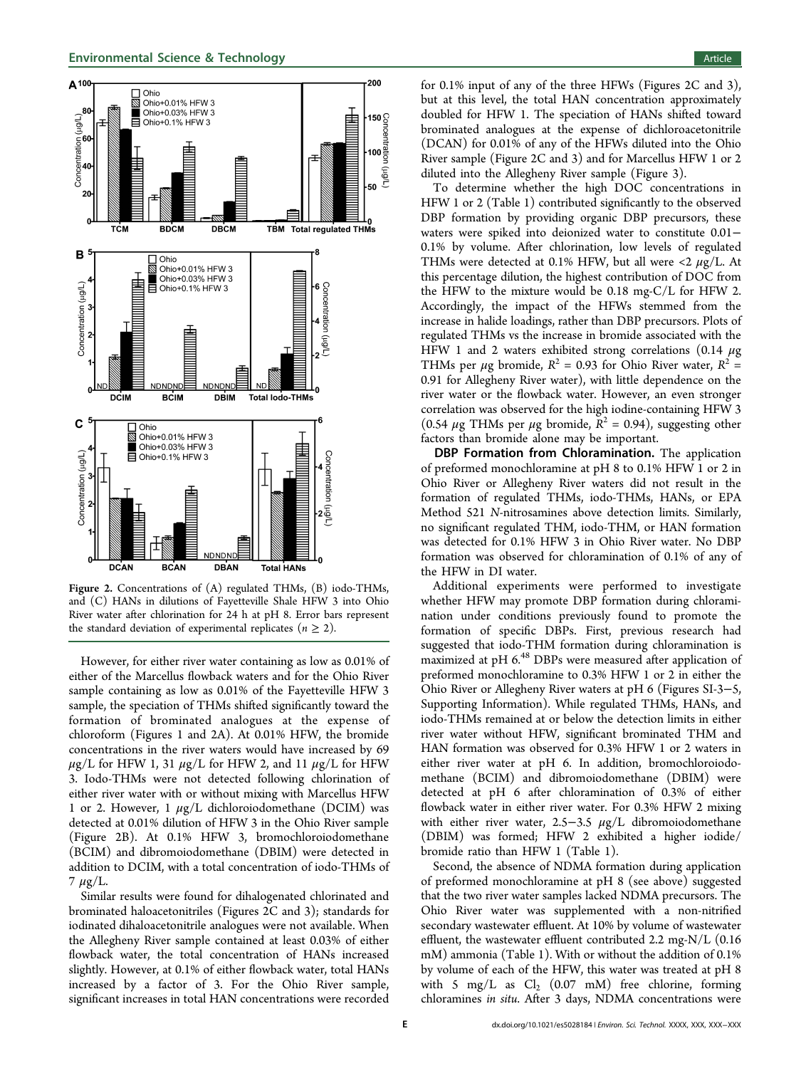Figure 2. Concentrations of (A) regulated THMs, (B) iodo-THMs, and (C) HANs in dilutions of Fayetteville Shale HFW 3 into Ohio River water after chlorination for 24 h at pH 8. Error bars represent the standard deviation of experimental replicates ($n \geq 2$).

However, for either river water containing as low as 0.01% of either of the Marcellus flowback waters and for the Ohio River sample containing as low as 0.01% of the Fayetteville HFW 3 sample, the speciation of THMs shifted significantly toward the formation of brominated analogues at the expense of chloroform (Figures 1 and 2A). At 0.01% HFW, the bromide concentrations in the river waters would have increased by 69 μg/L for HFW 1, 31 μg/L for HFW 2, and 11 μg/L for HFW 3. Iodo-THMs were not detected following chlorination of either river water with or without mixing with Marcellus HFW 1 or 2. However, 1 μg/L dichloroiodomethane (DCIM) was detected at 0.01% dilution of HFW 3 in the Ohio River sample (Figure 2B). At 0.1% HFW 3, bromochloroiodomethane (BCIM) and dibromoiodomethane (DBIM) were detected in addition to DCIM, with a total concentration of iodo-THMs of 7 μg/L.

Similar results were found for dihalogenated chlorinated and brominated haloacetonitriles (Figures 2C and 3); standards for iodinated dihaloacetonitrile analogues were not available. When the Allegheny River sample contained at least 0.03% of either flowback water, the total concentration of HANs increased slightly. However, at 0.1% of either flowback water, total HANs increased by a factor of 3. For the Ohio River sample, significant increases in total HAN concentrations were recorded for 0.1% input of any of the three HFWs (Figures 2C and 3), but at this level, the total HAN concentration approximately doubled for HFW 1. The speciation of HANs shifted toward brominated analogues at the expense of dichloroacetonitrile (DCAN) for 0.01% of any of the HFWs diluted into the Ohio River sample (Figure 2C and 3) and for Marcellus HFW 1 or 2 diluted into the Allegheny River sample (Figure 3).

To determine whether the high DOC concentrations in HFW 1 or 2 (Table 1) contributed significantly to the observed DBP formation by providing organic DBP precursors, these waters were spiked into deionized water to constitute 0.01−0.1% by volume. After chlorination, low levels of regulated THMs were detected at 0.1% HFW, but all were <2 μg/L. At this percentage dilution, the highest contribution of DOC from the HFW to the mixture would be 0.18 mg-C/L for HFW 2. Accordingly, the impact of the HFWs stemmed from the increase in halide loadings, rather than DBP precursors. Plots of regulated THMs vs the increase in bromide associated with the HFW 1 and 2 waters exhibited strong correlations (0.14 μg THMs per μg bromide, $R^2 = 0.93$ for Ohio River water, $R^2 = 0.91$ for Allegheny River water), with little dependence on the river water or the flowback water. However, an even stronger correlation was observed for the high iodine-containing HFW 3 (0.54 μg THMs per μg bromide, $R^2 = 0.94$), suggesting other factors than bromide alone may be important.

**DBP Formation from Chloramination.** The application of preformed monochloramine at pH 8 to 0.1% HFW 1 or 2 in Ohio River or Allegheny River waters did not result in the formation of regulated THMs, iodo-THMs, HANs, or EPA Method 521 *N*-nitrosamines above detection limits. Similarly, no significant regulated THM, iodo-THM, or HAN formation was detected for 0.1% HFW 3 in Ohio River water. No DBP formation was observed for chloramination of 0.1% of any of the HFW in DI water.

Additional experiments were performed to investigate whether HFW may promote DBP formation during chloramination under conditions previously found to promote the formation of specific DBPs. First, previous research had suggested that iodo-THM formation during chloramination is maximized at pH 6.[48] DBPs were measured after application of preformed monochloramine to 0.3% HFW 1 or 2 in either the Ohio River or Allegheny River waters at pH 6 (Figures SI-3−5, Supporting Information). While regulated THMs, HANs, and iodo-THMs remained at or below the detection limits in either river water without HFW, significant brominated THM and HAN formation was observed for 0.3% HFW 1 or 2 waters in either river water at pH 6. In addition, bromochloroiodomethane (BCIM) and dibromoiodomethane (DBIM) were detected at pH 6 after chloramination of 0.3% of either flowback water in either river water. For 0.3% HFW 2 mixing with either river water, 2.5−3.5 μg/L dibromoiodomethane (DBIM) was formed; HFW 2 exhibited a higher iodide/bromide ratio than HFW 1 (Table 1).

Second, the absence of NDMA formation during application of preformed monochloramine at pH 8 (see above) suggested that the two river water samples lacked NDMA precursors. The Ohio River water was supplemented with a non-nitrified secondary wastewater effluent. At 10% by volume of wastewater effluent, the wastewater effluent contributed 2.2 mg-N/L (0.16 mM) ammonia (Table 1). With or without the addition of 0.1% by volume of each of the HFW, this water was treated at pH 8 with 5 mg/L as $Cl_2$ (0.07 mM) free chlorine, forming chloramines *in situ*. After 3 days, NDMA concentrations were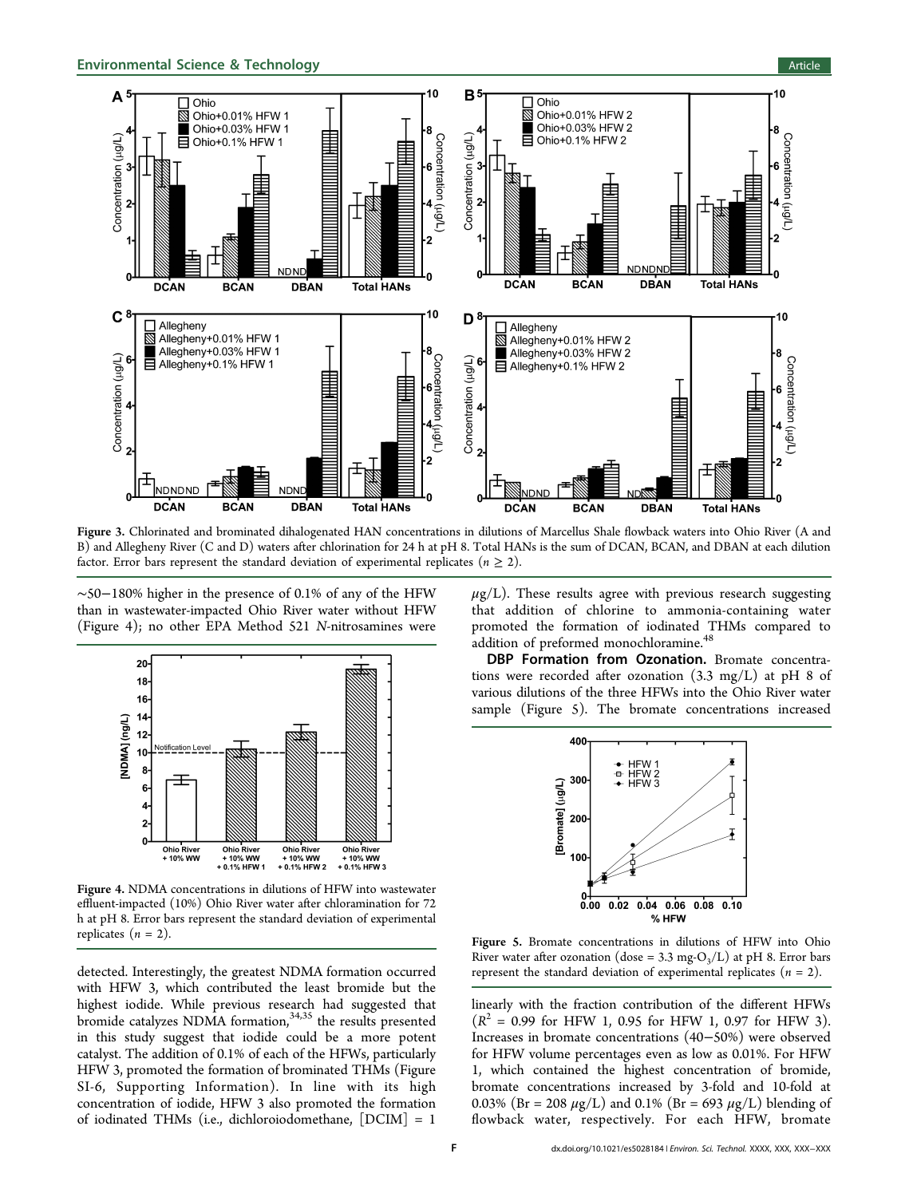Figure 3. Chlorinated and brominated dihalogenated HAN concentrations in dilutions of Marcellus Shale flowback waters into Ohio River (A and B) and Allegheny River (C and D) waters after chlorination for 24 h at pH 8. Total HANs is the sum of DCAN, BCAN, and DBAN at each dilution factor. Error bars represent the standard deviation of experimental replicates ($n \geq 2$).

~50−180% higher in the presence of 0.1% of any of the HFW than in wastewater-impacted Ohio River water without HFW (Figure 4); no other EPA Method 521 *N*-nitrosamines were detected. Interestingly, the greatest NDMA formation occurred with HFW 3, which contributed the least bromide but the highest iodide. While previous research had suggested that bromide catalyzes NDMA formation,[34,35] the results presented in this study suggest that iodide could be a more potent catalyst. The addition of 0.1% of each of the HFWs, particularly HFW 3, promoted the formation of brominated THMs (Figure SI-6, Supporting Information). In line with its high concentration of iodide, HFW 3 also promoted the formation of iodinated THMs (i.e., dichloroiodomethane, [DCIM] = 1 $\mu$g/L). These results agree with previous research suggesting that addition of chlorine to ammonia-containing water promoted the formation of iodinated THMs compared to addition of preformed monochloramine.[48]

Figure 4. NDMA concentrations in dilutions of HFW into wastewater effluent-impacted (10%) Ohio River water after chloramination for 72 h at pH 8. Error bars represent the standard deviation of experimental replicates ($n$ = 2).

**DBP Formation from Ozonation.** Bromate concentrations were recorded after ozonation (3.3 mg/L) at pH 8 of various dilutions of the three HFWs into the Ohio River water sample (Figure 5). The bromate concentrations increased linearly with the fraction contribution of the different HFWs ($R^2$ = 0.99 for HFW 1, 0.95 for HFW 1, 0.97 for HFW 3). Increases in bromate concentrations (40−50%) were observed for HFW volume percentages even as low as 0.01%. For HFW 1, which contained the highest concentration of bromide, bromate concentrations increased by 3-fold and 10-fold at 0.03% (Br = 208 $\mu$g/L) and 0.1% (Br = 693 $\mu$g/L) blending of flowback water, respectively. For each HFW, bromate

Figure 5. Bromate concentrations in dilutions of HFW into Ohio River water after ozonation (dose = 3.3 mg-$O_3$/L) at pH 8. Error bars represent the standard deviation of experimental replicates ($n$ = 2).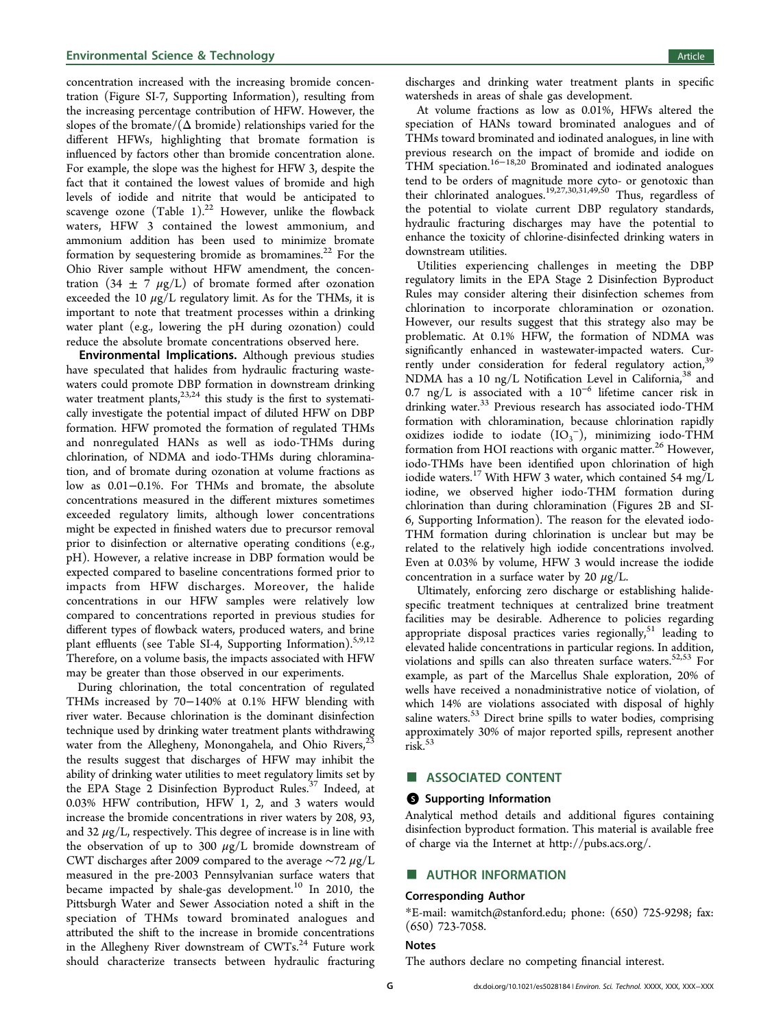concentration increased with the increasing bromide concentration (Figure SI-7, Supporting Information), resulting from the increasing percentage contribution of HFW. However, the slopes of the bromate/(Δ bromide) relationships varied for the different HFWs, highlighting that bromate formation is influenced by factors other than bromide concentration alone. For example, the slope was the highest for HFW 3, despite the fact that it contained the lowest values of bromide and high levels of iodide and nitrite that would be anticipated to scavenge ozone (Table 1).[22] However, unlike the flowback waters, HFW 3 contained the lowest ammonium, and ammonium addition has been used to minimize bromate formation by sequestering bromide as bromamines.[22] For the Ohio River sample without HFW amendment, the concentration (34 ± 7 μg/L) of bromate formed after ozonation exceeded the 10 μg/L regulatory limit. As for the THMs, it is important to note that treatment processes within a drinking water plant (e.g., lowering the pH during ozonation) could reduce the absolute bromate concentrations observed here.

**Environmental Implications.** Although previous studies have speculated that halides from hydraulic fracturing wastewaters could promote DBP formation in downstream drinking water treatment plants,[23,24] this study is the first to systematically investigate the potential impact of diluted HFW on DBP formation. HFW promoted the formation of regulated THMs and nonregulated HANs as well as iodo-THMs during chlorination, of NDMA and iodo-THMs during chloramination, and of bromate during ozonation at volume fractions as low as 0.01−0.1%. For THMs and bromate, the absolute concentrations measured in the different mixtures sometimes exceeded regulatory limits, although lower concentrations might be expected in finished waters due to precursor removal prior to disinfection or alternative operating conditions (e.g., pH). However, a relative increase in DBP formation would be expected compared to baseline concentrations formed prior to impacts from HFW discharges. Moreover, the halide concentrations in our HFW samples were relatively low compared to concentrations reported in previous studies for different types of flowback waters, produced waters, and brine plant effluents (see Table SI-4, Supporting Information).[5,9,12] Therefore, on a volume basis, the impacts associated with HFW may be greater than those observed in our experiments.

During chlorination, the total concentration of regulated THMs increased by 70−140% at 0.1% HFW blending with river water. Because chlorination is the dominant disinfection technique used by drinking water treatment plants withdrawing water from the Allegheny, Monongahela, and Ohio Rivers,[23] the results suggest that discharges of HFW may inhibit the ability of drinking water utilities to meet regulatory limits set by the EPA Stage 2 Disinfection Byproduct Rules.[37] Indeed, at 0.03% HFW contribution, HFW 1, 2, and 3 waters would increase the bromide concentrations in river waters by 208, 93, and 32 μg/L, respectively. This degree of increase is in line with the observation of up to 300 μg/L bromide downstream of CWT discharges after 2009 compared to the average ~72 μg/L measured in the pre-2003 Pennsylvanian surface waters that became impacted by shale-gas development.[10] In 2010, the Pittsburgh Water and Sewer Association noted a shift in the speciation of THMs toward brominated analogues and attributed the shift to the increase in bromide concentrations in the Allegheny River downstream of CWTs.[24] Future work should characterize transects between hydraulic fracturing discharges and drinking water treatment plants in specific watersheds in areas of shale gas development.

At volume fractions as low as 0.01%, HFWs altered the speciation of HANs toward brominated analogues and of THMs toward brominated and iodinated analogues, in line with previous research on the impact of bromide and iodide on THM speciation.[16−18,20] Brominated and iodinated analogues tend to be orders of magnitude more cyto- or genotoxic than their chlorinated analogues.[19,27,30,31,49,50] Thus, regardless of the potential to violate current DBP regulatory standards, hydraulic fracturing discharges may have the potential to enhance the toxicity of chlorine-disinfected drinking waters in downstream utilities.

Utilities experiencing challenges in meeting the DBP regulatory limits in the EPA Stage 2 Disinfection Byproduct Rules may consider altering their disinfection schemes from chlorination to incorporate chloramination or ozonation. However, our results suggest that this strategy also may be problematic. At 0.1% HFW, the formation of NDMA was significantly enhanced in wastewater-impacted waters. Currently under consideration for federal regulatory action,[39] NDMA has a 10 ng/L Notification Level in California,[38] and 0.7 ng/L is associated with a $10^{-6}$ lifetime cancer risk in drinking water.[33] Previous research has associated iodo-THM formation with chloramination, because chlorination rapidly oxidizes iodide to iodate ($IO_3^-$), minimizing iodo-THM formation from HOI reactions with organic matter.[26] However, iodo-THMs have been identified upon chlorination of high iodide waters.[17] With HFW 3 water, which contained 54 mg/L iodine, we observed higher iodo-THM formation during chlorination than during chloramination (Figures 2B and SI-6, Supporting Information). The reason for the elevated iodo-THM formation during chlorination is unclear but may be related to the relatively high iodide concentrations involved. Even at 0.03% by volume, HFW 3 would increase the iodide concentration in a surface water by 20 μg/L.

Ultimately, enforcing zero discharge or establishing halide-specific treatment techniques at centralized brine treatment facilities may be desirable. Adherence to policies regarding appropriate disposal practices varies regionally,[51] leading to elevated halide concentrations in particular regions. In addition, violations and spills can also threaten surface waters.[52,53] For example, as part of the Marcellus Shale exploration, 20% of wells have received a nonadministrative notice of violation, of which 14% are violations associated with disposal of highly saline waters.[53] Direct brine spills to water bodies, comprising approximately 30% of major reported spills, represent another risk.[53]

## ■ ASSOCIATED CONTENT

### Supporting Information

Analytical method details and additional figures containing disinfection byproduct formation. This material is available free of charge via the Internet at http://pubs.acs.org/.

## ■ AUTHOR INFORMATION

### Corresponding Author

*E-mail: wamitch@stanford.edu; phone: (650) 725-9298; fax: (650) 723-7058.

### Notes

The authors declare no competing financial interest.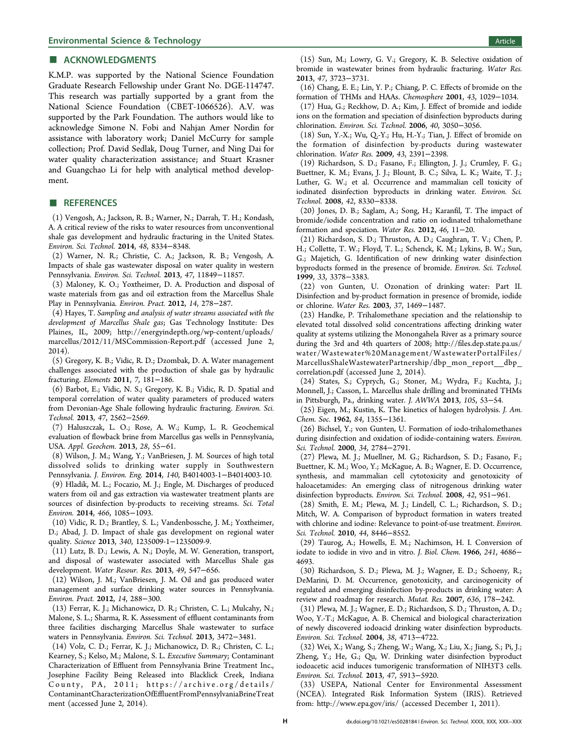## ■ ACKNOWLEDGMENTS

K.M.P. was supported by the National Science Foundation Graduate Research Fellowship under Grant No. DGE-114747. This research was partially supported by a grant from the National Science Foundation (CBET-1066526). A.V. was supported by the Park Foundation. The authors would like to acknowledge Simone N. Fobi and Nahjan Amer Nordin for assistance with laboratory work; Daniel McCurry for sample collection; Prof. David Sedlak, Doug Turner, and Ning Dai for water quality characterization assistance; and Stuart Krasner and Guangchao Li for help with analytical method development.

## ■ REFERENCES

(1) Vengosh, A.; Jackson, R. B.; Warner, N.; Darrah, T. H.; Kondash, A. A critical review of the risks to water resources from unconventional shale gas development and hydraulic fracturing in the United States. *Environ. Sci. Technol.* **2014**, *48*, 8334−8348.

(2) Warner, N. R.; Christie, C. A.; Jackson, R. B.; Vengosh, A. Impacts of shale gas wastewater disposal on water quality in western Pennsylvania. *Environ. Sci. Technol.* **2013**, *47*, 11849−11857.

(3) Maloney, K. O.; Yoxtheimer, D. A. Production and disposal of waste materials from gas and oil extraction from the Marcellus Shale Play in Pennsylvania. *Environ. Pract.* **2012**, *14*, 278−287.

(4) Hayes, T. *Sampling and analysis of water streams associated with the development of Marcellus Shale gas*; Gas Technology Institute: Des Plaines, IL, 2009; http://energyindepth.org/wp-content/uploads/marcellus/2012/11/MSCommission-Report.pdf (accessed June 2, 2014).

(5) Gregory, K. B.; Vidic, R. D.; Dzombak, D. A. Water management challenges associated with the production of shale gas by hydraulic fracturing. *Elements* **2011**, *7*, 181−186.

(6) Barbot, E.; Vidic, N. S.; Gregory, K. B.; Vidic, R. D. Spatial and temporal correlation of water quality parameters of produced waters from Devonian-Age Shale following hydraulic fracturing. *Environ. Sci. Technol.* **2013**, *47*, 2562−2569.

(7) Haluszczak, L. O.; Rose, A. W.; Kump, L. R. Geochemical evaluation of flowback brine from Marcellus gas wells in Pennsylvania, USA. *Appl. Geochem.* **2013**, *28*, 55−61.

(8) Wilson, J. M.; Wang, Y.; VanBriesen, J. M. Sources of high total dissolved solids to drinking water supply in Southwestern Pennsylvania. *J. Environ. Eng.* **2014**, *140*, B4014003-1−B4014003-10.

(9) Hladik, M. L.; Focazio, M. J.; Engle, M. Discharges of produced waters from oil and gas extraction via wastewater treatment plants are sources of disinfection by-products to receiving streams. *Sci. Total Environ.* **2014**, *466*, 1085−1093.

(10) Vidic, R. D.; Brantley, S. L.; Vandenbossche, J. M.; Yoxtheimer, D.; Abad, J. D. Impact of shale gas development on regional water quality. *Science* **2013**, *340*, 1235009-1−1235009-9.

(11) Lutz, B. D.; Lewis, A. N.; Doyle, M. W. Generation, transport, and disposal of wastewater associated with Marcellus Shale gas development. *Water Resour. Res.* **2013**, *49*, 547−656.

(12) Wilson, J. M.; VanBriesen, J. M. Oil and gas produced water management and surface drinking water sources in Pennsylvania. *Environ. Pract.* **2012**, *14*, 288−300.

(13) Ferrar, K. J.; Michanowicz, D. R.; Christen, C. L.; Mulcahy, N.; Malone, S. L.; Sharma, R. K. Assessment of effluent contaminants from three facilities discharging Marcellus Shale wastewater to surface waters in Pennsylvania. *Environ. Sci. Technol.* **2013**, 3472−3481.

(14) Volz, C. D.; Ferrar, K. J.; Michanowicz, D. R.; Christen, C. L.; Kearney, S.; Kelso, M.; Malone, S. L. *Executive Summary*; Contaminant Characterization of Effluent from Pennsylvania Brine Treatment Inc., Josephine Facility Being Released into Blacklick Creek, Indiana County, PA, 2011; https://archive.org/details/ContaminantCharacterizationOfEffluentFromPennsylvaniaBrineTreatment (accessed June 2, 2014).

(15) Sun, M.; Lowry, G. V.; Gregory, K. B. Selective oxidation of bromide in wastewater brines from hydraulic fracturing. *Water Res.* **2013**, *47*, 3723−3731.

(16) Chang, E. E.; Lin, Y. P.; Chiang, P. C. Effects of bromide on the formation of THMs and HAAs. *Chemosphere* **2001**, *43*, 1029−1034.

(17) Hua, G.; Reckhow, D. A.; Kim, J. Effect of bromide and iodide ions on the formation and speciation of disinfection byproducts during chlorination. *Environ. Sci. Technol.* **2006**, *40*, 3050−3056.

(18) Sun, Y.-X.; Wu, Q.-Y.; Hu, H.-Y.; Tian, J. Effect of bromide on the formation of disinfection by-products during wastewater chlorination. *Water Res.* **2009**, *43*, 2391−2398.

(19) Richardson, S. D.; Fasano, F.; Ellington, J. J.; Crumley, F. G.; Buettner, K. M.; Evans, J. J.; Blount, B. C.; Silva, L. K.; Waite, T. J.; Luther, G. W.; et al. Occurrence and mammalian cell toxicity of iodinated disinfection byproducts in drinking water. *Environ. Sci. Technol.* **2008**, *42*, 8330−8338.

(20) Jones, D. B.; Saglam, A.; Song, H.; Karanfil, T. The impact of bromide/iodide concentration and ratio on iodinated trihalomethane formation and speciation. *Water Res.* **2012**, *46*, 11−20.

(21) Richardson, S. D.; Thruston, A. D.; Caughran, T. V.; Chen, P. H.; Collette, T. W.; Floyd, T. L.; Schenck, K. M.; Lykins, B. W.; Sun, G.; Majetich, G. Identification of new drinking water disinfection byproducts formed in the presence of bromide. *Environ. Sci. Technol.* **1999**, *33*, 3378−3383.

(22) von Gunten, U. Ozonation of drinking water: Part II. Disinfection and by-product formation in presence of bromide, iodide or chlorine. *Water Res.* **2003**, *37*, 1469−1487.

(23) Handke, P. Trihalomethane speciation and the relationship to elevated total dissolved solid concentrations affecting drinking water quality at systems utilizing the Monongahela River as a primary source during the 3rd and 4th quarters of 2008; http://files.dep.state.pa.us/water/Wastewater%20Management/WastewaterPortalFiles/MarcellusShaleWastewaterPartnership/dbp_mon_report__dbp_correlation.pdf (accessed June 2, 2014).

(24) States, S.; Cyprych, G.; Stoner, M.; Wydra, F.; Kuchta, J.; Monnell, J.; Casson, L. Marcellus shale drilling and brominated THMs in Pittsburgh, Pa., drinking water. *J. AWWA* **2013**, *105*, 53−54.

(25) Eigen, M.; Kustin, K. The kinetics of halogen hydrolysis. *J. Am. Chem. Soc.* **1962**, *84*, 1355−1361.

(26) Bichsel, Y.; von Gunten, U. Formation of iodo-trihalomethanes during disinfection and oxidation of iodide-containing waters. *Environ. Sci. Technol.* **2000**, *34*, 2784−2791.

(27) Plewa, M. J.; Muellner, M. G.; Richardson, S. D.; Fasano, F.; Buettner, K. M.; Woo, Y.; McKague, A. B.; Wagner, E. D. Occurrence, synthesis, and mammalian cell cytotoxicity and genotoxicity of haloacetamides: An emerging class of nitrogenous drinking water disinfection byproducts. *Environ. Sci. Technol.* **2008**, *42*, 951−961.

(28) Smith, E. M.; Plewa, M. J.; Lindell, C. L.; Richardson, S. D.; Mitch, W. A. Comparison of byproduct formation in waters treated with chlorine and iodine: Relevance to point-of-use treatment. *Environ. Sci. Technol.* **2010**, *44*, 8446−8552.

(29) Taurog, A.; Howells, E. M.; Nachimson, H. I. Conversion of iodate to iodide in vivo and in vitro. *J. Biol. Chem.* **1966**, *241*, 4686−4693.

(30) Richardson, S. D.; Plewa, M. J.; Wagner, E. D.; Schoeny, R.; DeMarini, D. M. Occurrence, genotoxicity, and carcinogenicity of regulated and emerging disinfection by-products in drinking water: A review and roadmap for research. *Mutat. Res.* **2007**, *636*, 178−242.

(31) Plewa, M. J.; Wagner, E. D.; Richardson, S. D.; Thruston, A. D.; Woo, Y.-T.; McKague, A. B. Chemical and biological characterization of newly discovered iodoacid drinking water disinfection byproducts. *Environ. Sci. Technol.* **2004**, *38*, 4713−4722.

(32) Wei, X.; Wang, S.; Zheng, W.; Wang, X.; Liu, X.; Jiang, S.; Pi, J.; Zheng, Y.; He, G.; Qu, W. Drinking water disinfection byproduct iodoacetic acid induces tumorigenic transformation of NIH3T3 cells. *Environ. Sci. Technol.* **2013**, *47*, 5913−5920.

(33) USEPA, National Center for Environmental Assessment (NCEA). Integrated Risk Information System (IRIS). Retrieved from: http://www.epa.gov/iris/ (accessed December 1, 2011).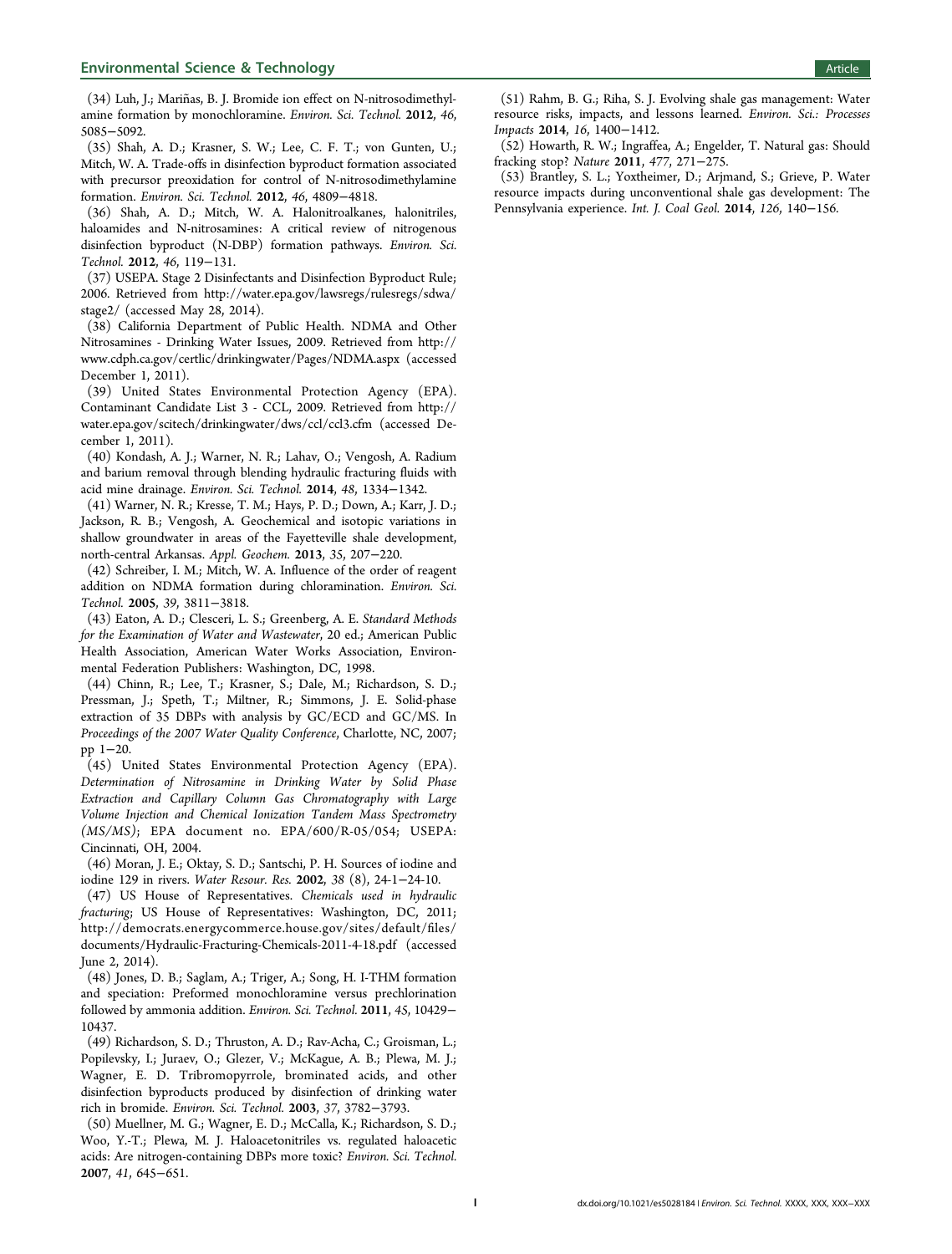(34) Luh, J.; Mariñas, B. J. Bromide ion effect on N-nitrosodimethylamine formation by monochloramine. *Environ. Sci. Technol.* **2012**, *46*, 5085−5092.

(35) Shah, A. D.; Krasner, S. W.; Lee, C. F. T.; von Gunten, U.; Mitch, W. A. Trade-offs in disinfection byproduct formation associated with precursor preoxidation for control of N-nitrosodimethylamine formation. *Environ. Sci. Technol.* **2012**, *46*, 4809−4818.

(36) Shah, A. D.; Mitch, W. A. Halonitroalkanes, halonitriles, haloamides and N-nitrosamines: A critical review of nitrogenous disinfection byproduct (N-DBP) formation pathways. *Environ. Sci. Technol.* **2012**, *46*, 119−131.

(37) USEPA. Stage 2 Disinfectants and Disinfection Byproduct Rule; 2006. Retrieved from http://water.epa.gov/lawsregs/rulesregs/sdwa/stage2/ (accessed May 28, 2014).

(38) California Department of Public Health. NDMA and Other Nitrosamines - Drinking Water Issues, 2009. Retrieved from http://www.cdph.ca.gov/certlic/drinkingwater/Pages/NDMA.aspx (accessed December 1, 2011).

(39) United States Environmental Protection Agency (EPA). Contaminant Candidate List 3 - CCL, 2009. Retrieved from http://water.epa.gov/scitech/drinkingwater/dws/ccl/ccl3.cfm (accessed December 1, 2011).

(40) Kondash, A. J.; Warner, N. R.; Lahav, O.; Vengosh, A. Radium and barium removal through blending hydraulic fracturing fluids with acid mine drainage. *Environ. Sci. Technol.* **2014**, *48*, 1334−1342.

(41) Warner, N. R.; Kresse, T. M.; Hays, P. D.; Down, A.; Karr, J. D.; Jackson, R. B.; Vengosh, A. Geochemical and isotopic variations in shallow groundwater in areas of the Fayetteville shale development, north-central Arkansas. *Appl. Geochem.* **2013**, *35*, 207−220.

(42) Schreiber, I. M.; Mitch, W. A. Influence of the order of reagent addition on NDMA formation during chloramination. *Environ. Sci. Technol.* **2005**, *39*, 3811−3818.

(43) Eaton, A. D.; Clesceri, L. S.; Greenberg, A. E. *Standard Methods for the Examination of Water and Wastewater*, 20 ed.; American Public Health Association, American Water Works Association, Environmental Federation Publishers: Washington, DC, 1998.

(44) Chinn, R.; Lee, T.; Krasner, S.; Dale, M.; Richardson, S. D.; Pressman, J.; Speth, T.; Miltner, R.; Simmons, J. E. Solid-phase extraction of 35 DBPs with analysis by GC/ECD and GC/MS. In *Proceedings of the 2007 Water Quality Conference*, Charlotte, NC, 2007; pp 1−20.

(45) United States Environmental Protection Agency (EPA). *Determination of Nitrosamine in Drinking Water by Solid Phase Extraction and Capillary Column Gas Chromatography with Large Volume Injection and Chemical Ionization Tandem Mass Spectrometry (MS/MS)*; EPA document no. EPA/600/R-05/054; USEPA: Cincinnati, OH, 2004.

(46) Moran, J. E.; Oktay, S. D.; Santschi, P. H. Sources of iodine and iodine 129 in rivers. *Water Resour. Res.* **2002**, *38* (8), 24-1−24-10.

(47) US House of Representatives. *Chemicals used in hydraulic fracturing*; US House of Representatives: Washington, DC, 2011; http://democrats.energycommerce.house.gov/sites/default/files/documents/Hydraulic-Fracturing-Chemicals-2011-4-18.pdf (accessed June 2, 2014).

(48) Jones, D. B.; Saglam, A.; Triger, A.; Song, H. I-THM formation and speciation: Preformed monochloramine versus prechlorination followed by ammonia addition. *Environ. Sci. Technol.* **2011**, *45*, 10429−10437.

(49) Richardson, S. D.; Thruston, A. D.; Rav-Acha, C.; Groisman, L.; Popilevsky, I.; Juraev, O.; Glezer, V.; McKague, A. B.; Plewa, M. J.; Wagner, E. D. Tribromopyrrole, brominated acids, and other disinfection byproducts produced by disinfection of drinking water rich in bromide. *Environ. Sci. Technol.* **2003**, *37*, 3782−3793.

(50) Muellner, M. G.; Wagner, E. D.; McCalla, K.; Richardson, S. D.; Woo, Y.-T.; Plewa, M. J. Haloacetonitriles vs. regulated haloacetic acids: Are nitrogen-containing DBPs more toxic? *Environ. Sci. Technol.* **2007**, *41*, 645−651.

(51) Rahm, B. G.; Riha, S. J. Evolving shale gas management: Water resource risks, impacts, and lessons learned. *Environ. Sci.: Processes Impacts* **2014**, *16*, 1400−1412.

(52) Howarth, R. W.; Ingraffea, A.; Engelder, T. Natural gas: Should fracking stop? *Nature* **2011**, *477*, 271−275.

(53) Brantley, S. L.; Yoxtheimer, D.; Arjmand, S.; Grieve, P. Water resource impacts during unconventional shale gas development: The Pennsylvania experience. *Int. J. Coal Geol.* **2014**, *126*, 140−156.